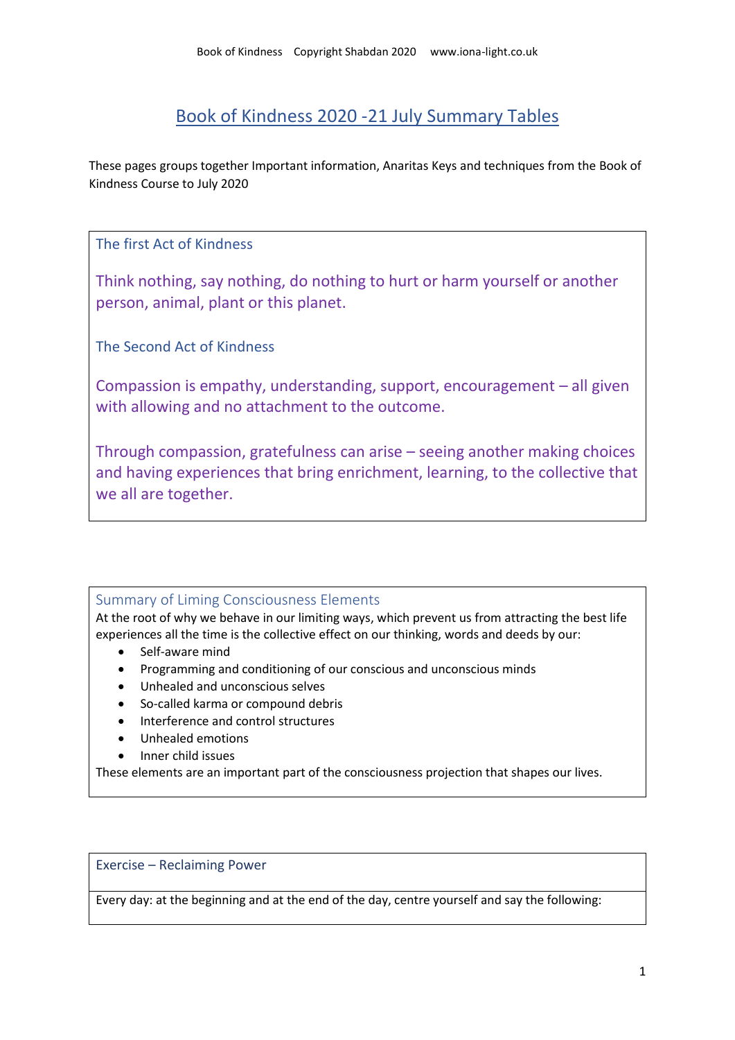# Book of Kindness 2020 -21 July Summary Tables

These pages groups together Important information, Anaritas Keys and techniques from the Book of Kindness Course to July 2020

## The first Act of Kindness

Think nothing, say nothing, do nothing to hurt or harm yourself or another person, animal, plant or this planet.

## The Second Act of Kindness

Compassion is empathy, understanding, support, encouragement – all given with allowing and no attachment to the outcome.

Through compassion, gratefulness can arise – seeing another making choices and having experiences that bring enrichment, learning, to the collective that we all are together.

## Summary of Liming Consciousness Elements

At the root of why we behave in our limiting ways, which prevent us from attracting the best life experiences all the time is the collective effect on our thinking, words and deeds by our:

- Self-aware mind
- Programming and conditioning of our conscious and unconscious minds
- Unhealed and unconscious selves
- So-called karma or compound debris
- Interference and control structures
- Unhealed emotions
- Inner child issues

These elements are an important part of the consciousness projection that shapes our lives.

## Exercise – Reclaiming Power

Every day: at the beginning and at the end of the day, centre yourself and say the following: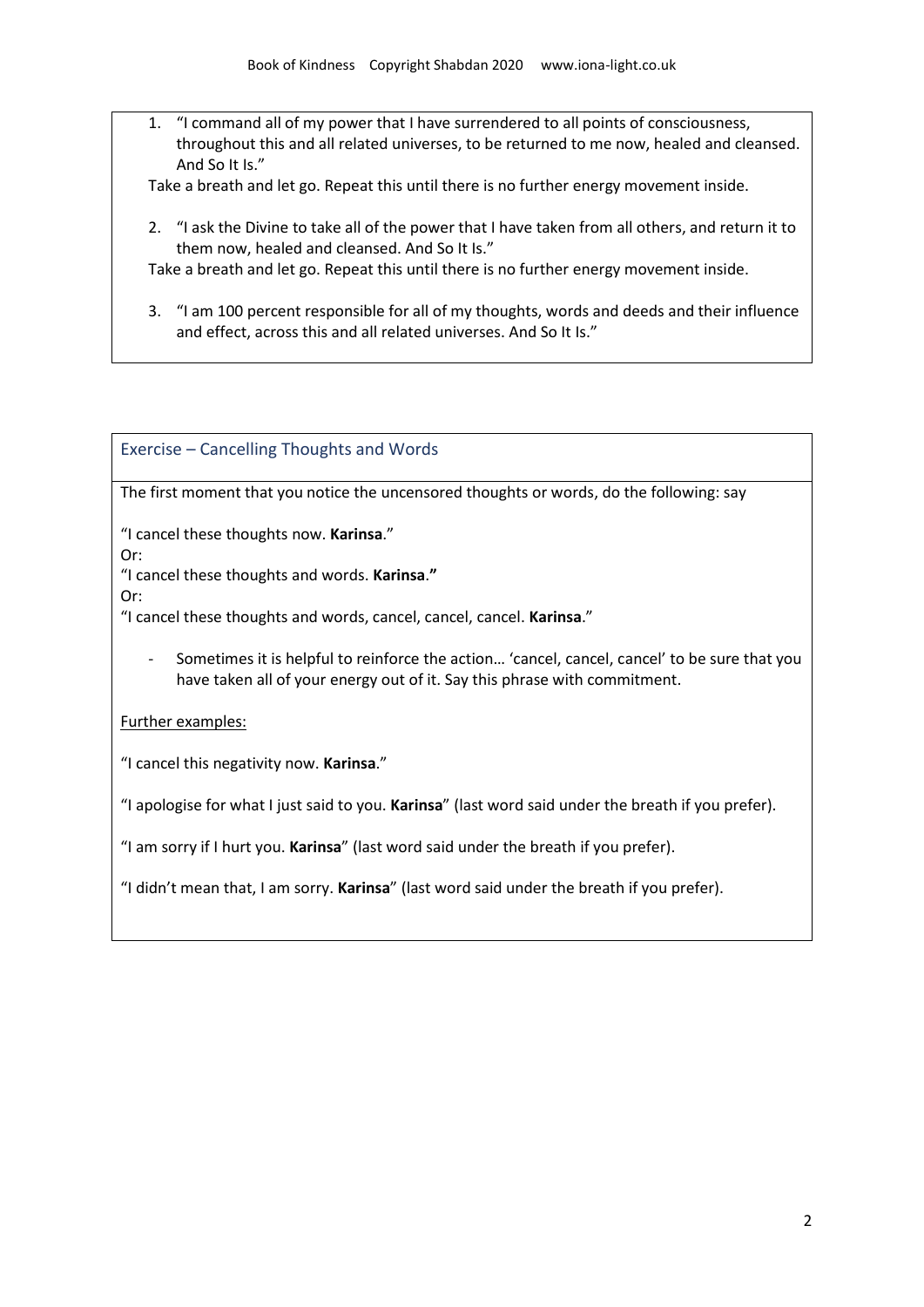1. "I command all of my power that I have surrendered to all points of consciousness, throughout this and all related universes, to be returned to me now, healed and cleansed. And So It Is."

Take a breath and let go. Repeat this until there is no further energy movement inside.

2. "I ask the Divine to take all of the power that I have taken from all others, and return it to them now, healed and cleansed. And So It Is."

Take a breath and let go. Repeat this until there is no further energy movement inside.

3. "I am 100 percent responsible for all of my thoughts, words and deeds and their influence and effect, across this and all related universes. And So It Is."

## Exercise – Cancelling Thoughts and Words

The first moment that you notice the uncensored thoughts or words, do the following: say

"I cancel these thoughts now. **Karinsa**."

Or:

"I cancel these thoughts and words. **Karinsa."**

Or:

"I cancel these thoughts and words, cancel, cancel, cancel. **Karinsa**."

- Sometimes it is helpful to reinforce the action… 'cancel, cancel, cancel' to be sure that you have taken all of your energy out of it. Say this phrase with commitment.

Further examples:

"I cancel this negativity now. **Karinsa**."

"I apologise for what I just said to you. **Karinsa**" (last word said under the breath if you prefer).

"I am sorry if I hurt you. **Karinsa**" (last word said under the breath if you prefer).

"I didn't mean that, I am sorry. **Karinsa**" (last word said under the breath if you prefer).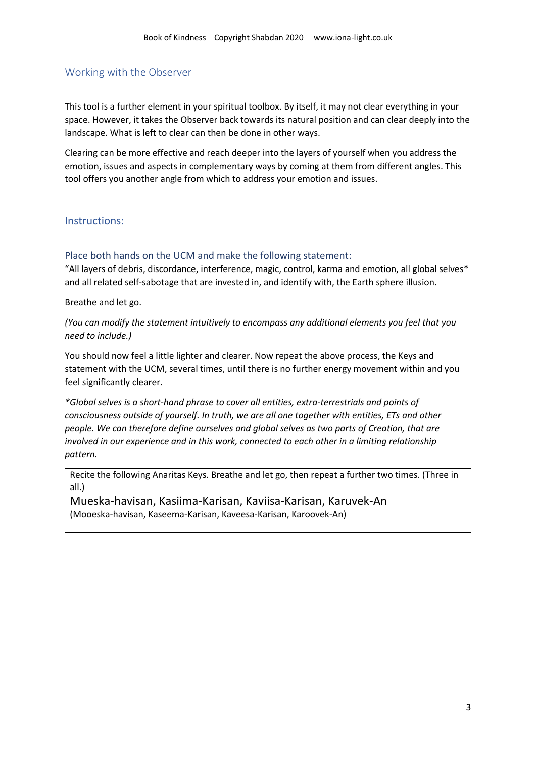## Working with the Observer

This tool is a further element in your spiritual toolbox. By itself, it may not clear everything in your space. However, it takes the Observer back towards its natural position and can clear deeply into the landscape. What is left to clear can then be done in other ways.

Clearing can be more effective and reach deeper into the layers of yourself when you address the emotion, issues and aspects in complementary ways by coming at them from different angles. This tool offers you another angle from which to address your emotion and issues.

## Instructions:

### Place both hands on the UCM and make the following statement:

"All layers of debris, discordance, interference, magic, control, karma and emotion, all global selves* and all related self-sabotage that are invested in, and identify with, the Earth sphere illusion.

Breathe and let go.

*(You can modify the statement intuitively to encompass any additional elements you feel that you need to include.)*

You should now feel a little lighter and clearer. Now repeat the above process, the Keys and statement with the UCM, several times, until there is no further energy movement within and you feel significantly clearer.

**Global selves is a short-hand phrase to cover all entities, extra-terrestrials and points of consciousness outside of yourself. In truth, we are all one together with entities, ETs and other people. We can therefore define ourselves and global selves as two parts of Creation, that are involved in our experience and in this work, connected to each other in a limiting relationship pattern.*

> Recite the following Anaritas Keys. Breathe and let go, then repeat a further two times. (Three in all.)
>
> Mueska-havisan, Kasiima-Karisan, Kaviisa-Karisan, Karuvek-An
>
> (Mooeska-havisan, Kaseema-Karisan, Kaveesa-Karisan, Karoovek-An)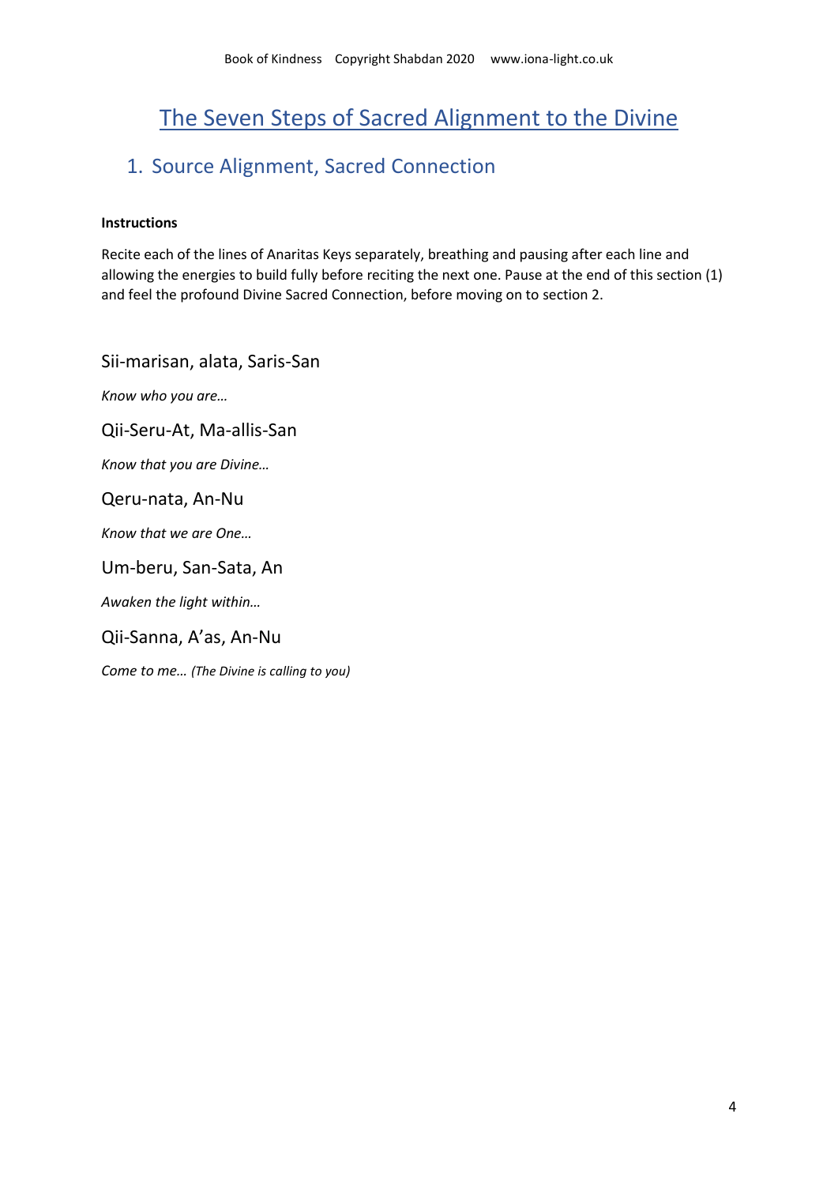# The Seven Steps of Sacred Alignment to the Divine

## 1. Source Alignment, Sacred Connection

**Instructions**

Recite each of the lines of Anaritas Keys separately, breathing and pausing after each line and allowing the energies to build fully before reciting the next one. Pause at the end of this section (1) and feel the profound Divine Sacred Connection, before moving on to section 2.

Sii-marisan, alata, Saris-San

*Know who you are…*

Qii-Seru-At, Ma-allis-San

*Know that you are Divine…*

Qeru-nata, An-Nu

*Know that we are One…*

Um-beru, San-Sata, An

*Awaken the light within…*

Qii-Sanna, A'as, An-Nu

*Come to me… (The Divine is calling to you)*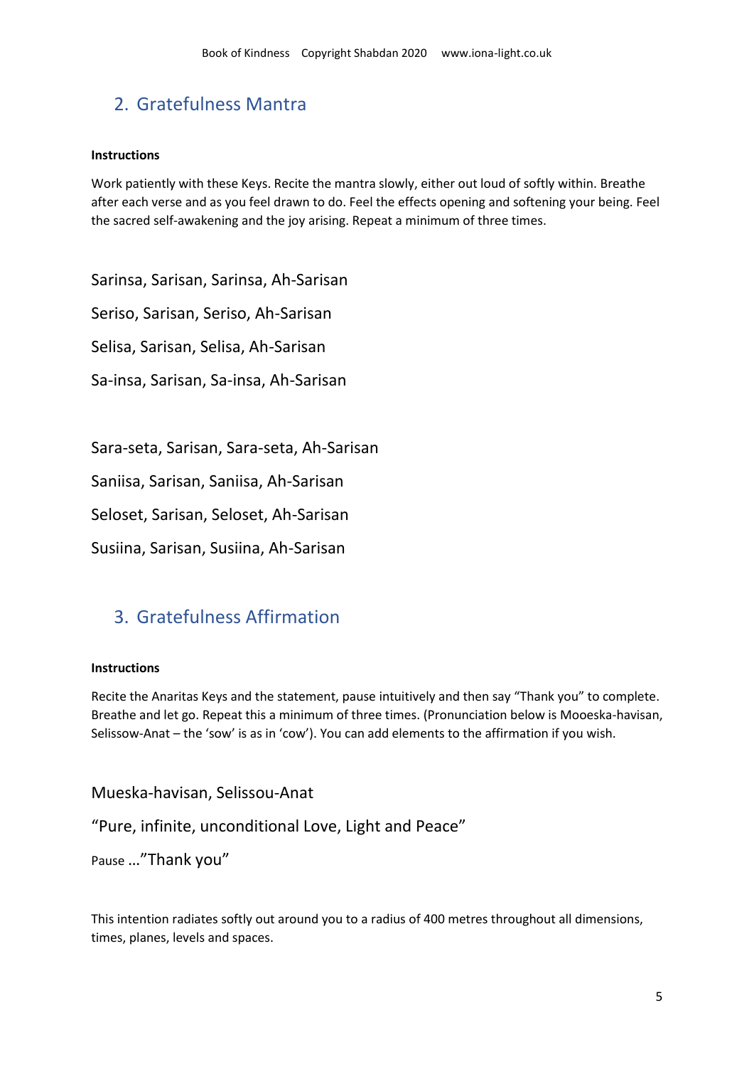## 2. Gratefulness Mantra

**Instructions**

Work patiently with these Keys. Recite the mantra slowly, either out loud of softly within. Breathe after each verse and as you feel drawn to do. Feel the effects opening and softening your being. Feel the sacred self-awakening and the joy arising. Repeat a minimum of three times.

Sarinsa, Sarisan, Sarinsa, Ah-Sarisan

Seriso, Sarisan, Seriso, Ah-Sarisan

Selisa, Sarisan, Selisa, Ah-Sarisan

Sa-insa, Sarisan, Sa-insa, Ah-Sarisan

Sara-seta, Sarisan, Sara-seta, Ah-Sarisan

Saniisa, Sarisan, Saniisa, Ah-Sarisan

Seloset, Sarisan, Seloset, Ah-Sarisan

Susiina, Sarisan, Susiina, Ah-Sarisan

## 3. Gratefulness Affirmation

**Instructions**

Recite the Anaritas Keys and the statement, pause intuitively and then say "Thank you" to complete. Breathe and let go. Repeat this a minimum of three times. (Pronunciation below is Mooeska-havisan, Selissow-Anat – the 'sow' is as in 'cow'). You can add elements to the affirmation if you wish.

Mueska-havisan, Selissou-Anat

"Pure, infinite, unconditional Love, Light and Peace"

Pause …"Thank you"

This intention radiates softly out around you to a radius of 400 metres throughout all dimensions, times, planes, levels and spaces.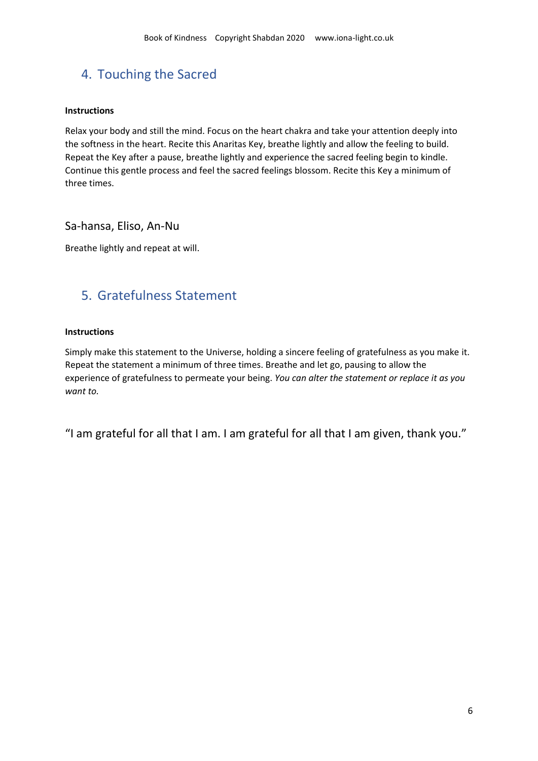## 4. Touching the Sacred

**Instructions**

Relax your body and still the mind. Focus on the heart chakra and take your attention deeply into the softness in the heart. Recite this Anaritas Key, breathe lightly and allow the feeling to build. Repeat the Key after a pause, breathe lightly and experience the sacred feeling begin to kindle. Continue this gentle process and feel the sacred feelings blossom. Recite this Key a minimum of three times.

Sa-hansa, Eliso, An-Nu

Breathe lightly and repeat at will.

## 5. Gratefulness Statement

**Instructions**

Simply make this statement to the Universe, holding a sincere feeling of gratefulness as you make it. Repeat the statement a minimum of three times. Breathe and let go, pausing to allow the experience of gratefulness to permeate your being. *You can alter the statement or replace it as you want to.*

"I am grateful for all that I am. I am grateful for all that I am given, thank you."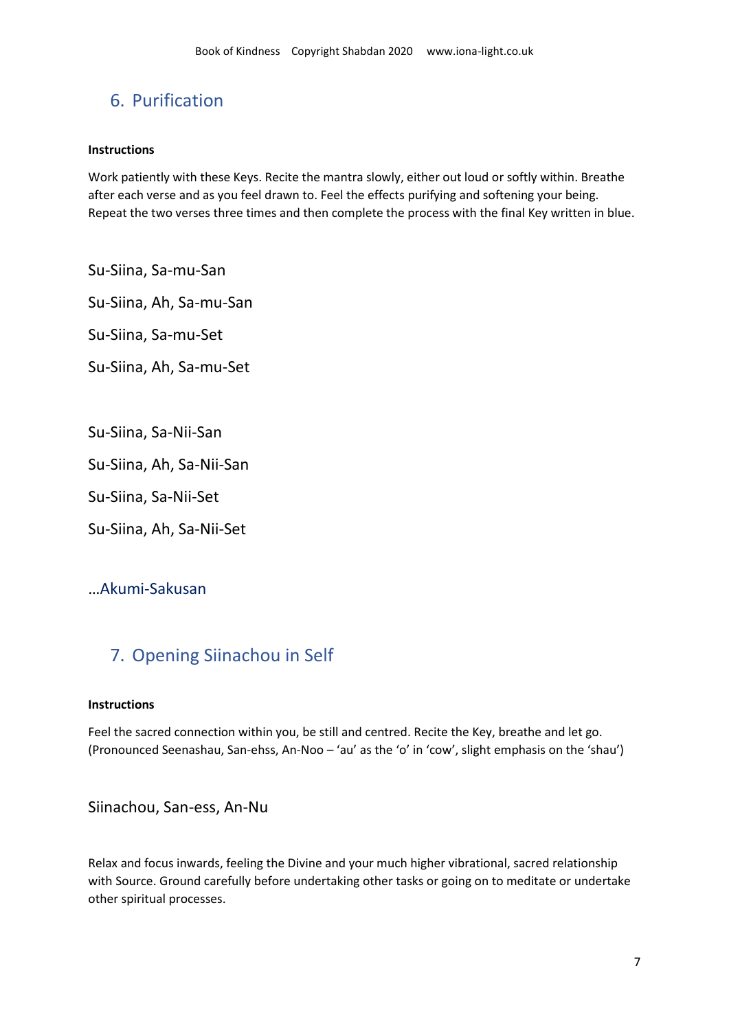## 6. Purification

**Instructions**

Work patiently with these Keys. Recite the mantra slowly, either out loud or softly within. Breathe after each verse and as you feel drawn to. Feel the effects purifying and softening your being. Repeat the two verses three times and then complete the process with the final Key written in blue.

Su-Siina, Sa-mu-San

Su-Siina, Ah, Sa-mu-San

Su-Siina, Sa-mu-Set

Su-Siina, Ah, Sa-mu-Set

Su-Siina, Sa-Nii-San

Su-Siina, Ah, Sa-Nii-San

Su-Siina, Sa-Nii-Set

Su-Siina, Ah, Sa-Nii-Set

…Akumi-Sakusan

## 7. Opening Siinachou in Self

**Instructions**

Feel the sacred connection within you, be still and centred. Recite the Key, breathe and let go. (Pronounced Seenashau, San-ehss, An-Noo – 'au' as the 'o' in 'cow', slight emphasis on the 'shau')

Siinachou, San-ess, An-Nu

Relax and focus inwards, feeling the Divine and your much higher vibrational, sacred relationship with Source. Ground carefully before undertaking other tasks or going on to meditate or undertake other spiritual processes.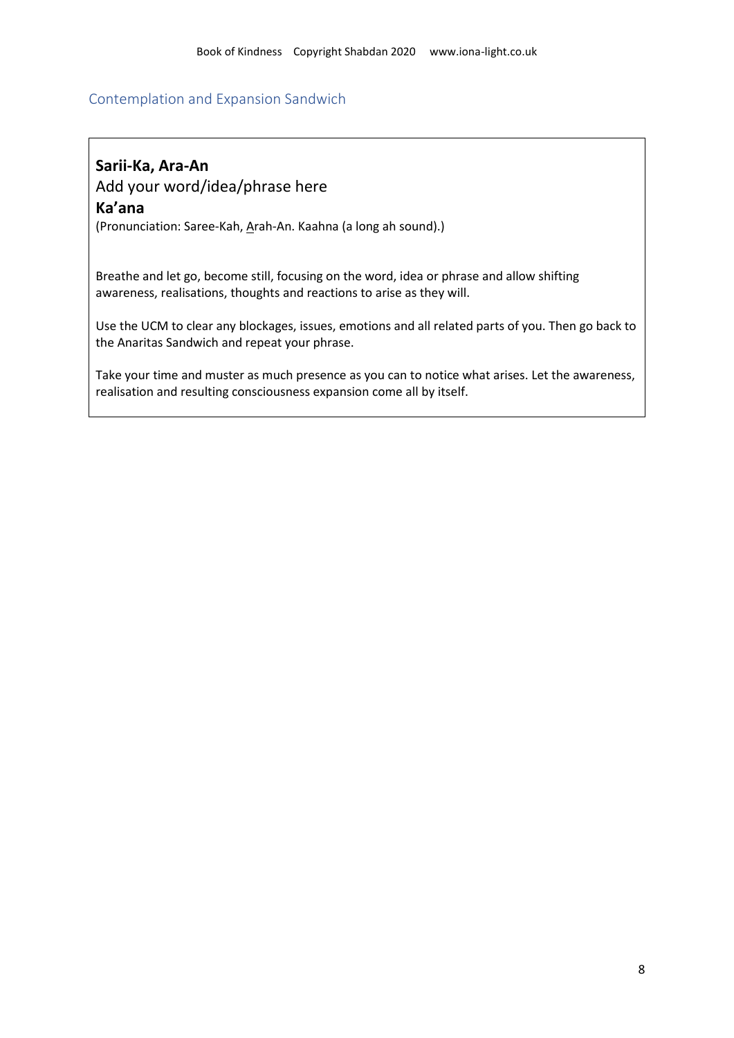## Contemplation and Expansion Sandwich

**Sarii-Ka, Ara-An**

Add your word/idea/phrase here

**Ka'ana**

(Pronunciation: Saree-Kah, Arah-An. Kaahna (a long ah sound).)

Breathe and let go, become still, focusing on the word, idea or phrase and allow shifting awareness, realisations, thoughts and reactions to arise as they will.

Use the UCM to clear any blockages, issues, emotions and all related parts of you. Then go back to the Anaritas Sandwich and repeat your phrase.

Take your time and muster as much presence as you can to notice what arises. Let the awareness, realisation and resulting consciousness expansion come all by itself.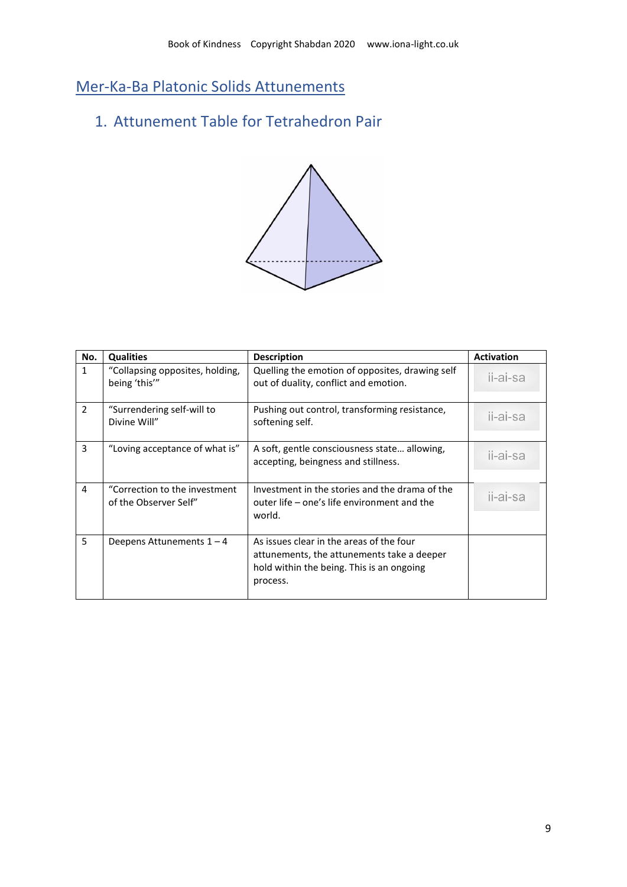## Mer-Ka-Ba Platonic Solids Attunements

### 1. Attunement Table for Tetrahedron Pair

| No. | Qualities | Description | Activation |
|---|---|---|---|
| 1 | "Collapsing opposites, holding, being 'this'" | Quelling the emotion of opposites, drawing self out of duality, conflict and emotion. | ii-ai-sa |
| 2 | "Surrendering self-will to Divine Will" | Pushing out control, transforming resistance, softening self. | ii-ai-sa |
| 3 | "Loving acceptance of what is" | A soft, gentle consciousness state… allowing, accepting, beingness and stillness. | ii-ai-sa |
| 4 | "Correction to the investment of the Observer Self" | Investment in the stories and the drama of the outer life – one's life environment and the world. | ii-ai-sa |
| 5 | Deepens Attunements 1 – 4 | As issues clear in the areas of the four attunements, the attunements take a deeper hold within the being. This is an ongoing process. | |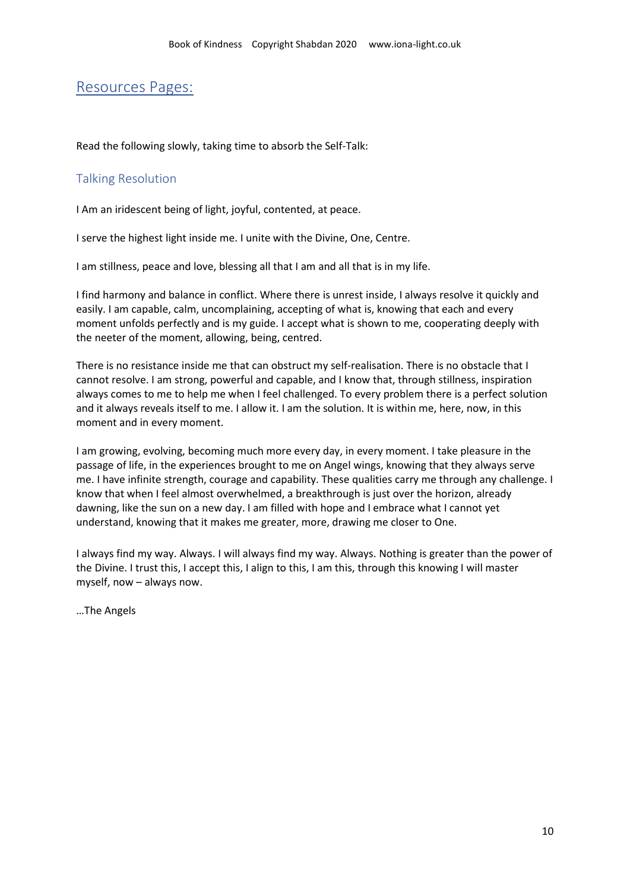## Resources Pages:

Read the following slowly, taking time to absorb the Self-Talk:

### Talking Resolution

I Am an iridescent being of light, joyful, contented, at peace.

I serve the highest light inside me. I unite with the Divine, One, Centre.

I am stillness, peace and love, blessing all that I am and all that is in my life.

I find harmony and balance in conflict. Where there is unrest inside, I always resolve it quickly and easily. I am capable, calm, uncomplaining, accepting of what is, knowing that each and every moment unfolds perfectly and is my guide. I accept what is shown to me, cooperating deeply with the neeter of the moment, allowing, being, centred.

There is no resistance inside me that can obstruct my self-realisation. There is no obstacle that I cannot resolve. I am strong, powerful and capable, and I know that, through stillness, inspiration always comes to me to help me when I feel challenged. To every problem there is a perfect solution and it always reveals itself to me. I allow it. I am the solution. It is within me, here, now, in this moment and in every moment.

I am growing, evolving, becoming much more every day, in every moment. I take pleasure in the passage of life, in the experiences brought to me on Angel wings, knowing that they always serve me. I have infinite strength, courage and capability. These qualities carry me through any challenge. I know that when I feel almost overwhelmed, a breakthrough is just over the horizon, already dawning, like the sun on a new day. I am filled with hope and I embrace what I cannot yet understand, knowing that it makes me greater, more, drawing me closer to One.

I always find my way. Always. I will always find my way. Always. Nothing is greater than the power of the Divine. I trust this, I accept this, I align to this, I am this, through this knowing I will master myself, now – always now.

…The Angels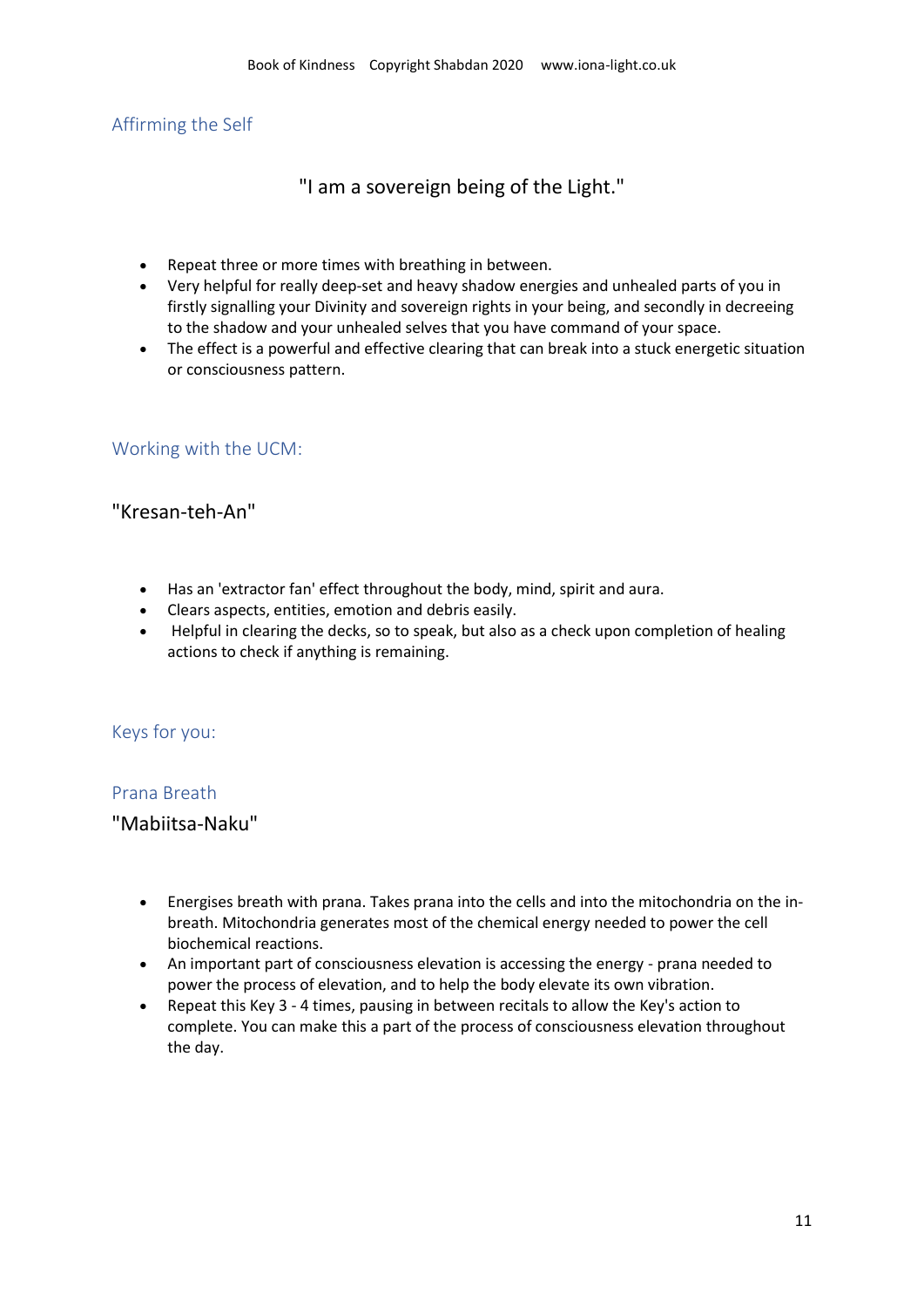## Affirming the Self

"I am a sovereign being of the Light."

- Repeat three or more times with breathing in between.
- Very helpful for really deep-set and heavy shadow energies and unhealed parts of you in firstly signalling your Divinity and sovereign rights in your being, and secondly in decreeing to the shadow and your unhealed selves that you have command of your space.
- The effect is a powerful and effective clearing that can break into a stuck energetic situation or consciousness pattern.

## Working with the UCM:

"Kresan-teh-An"

- Has an 'extractor fan' effect throughout the body, mind, spirit and aura.
- Clears aspects, entities, emotion and debris easily.
- Helpful in clearing the decks, so to speak, but also as a check upon completion of healing actions to check if anything is remaining.

## Keys for you:

### Prana Breath

"Mabiitsa-Naku"

- Energises breath with prana. Takes prana into the cells and into the mitochondria on the in-breath. Mitochondria generates most of the chemical energy needed to power the cell biochemical reactions.
- An important part of consciousness elevation is accessing the energy - prana needed to power the process of elevation, and to help the body elevate its own vibration.
- Repeat this Key 3 - 4 times, pausing in between recitals to allow the Key's action to complete. You can make this a part of the process of consciousness elevation throughout the day.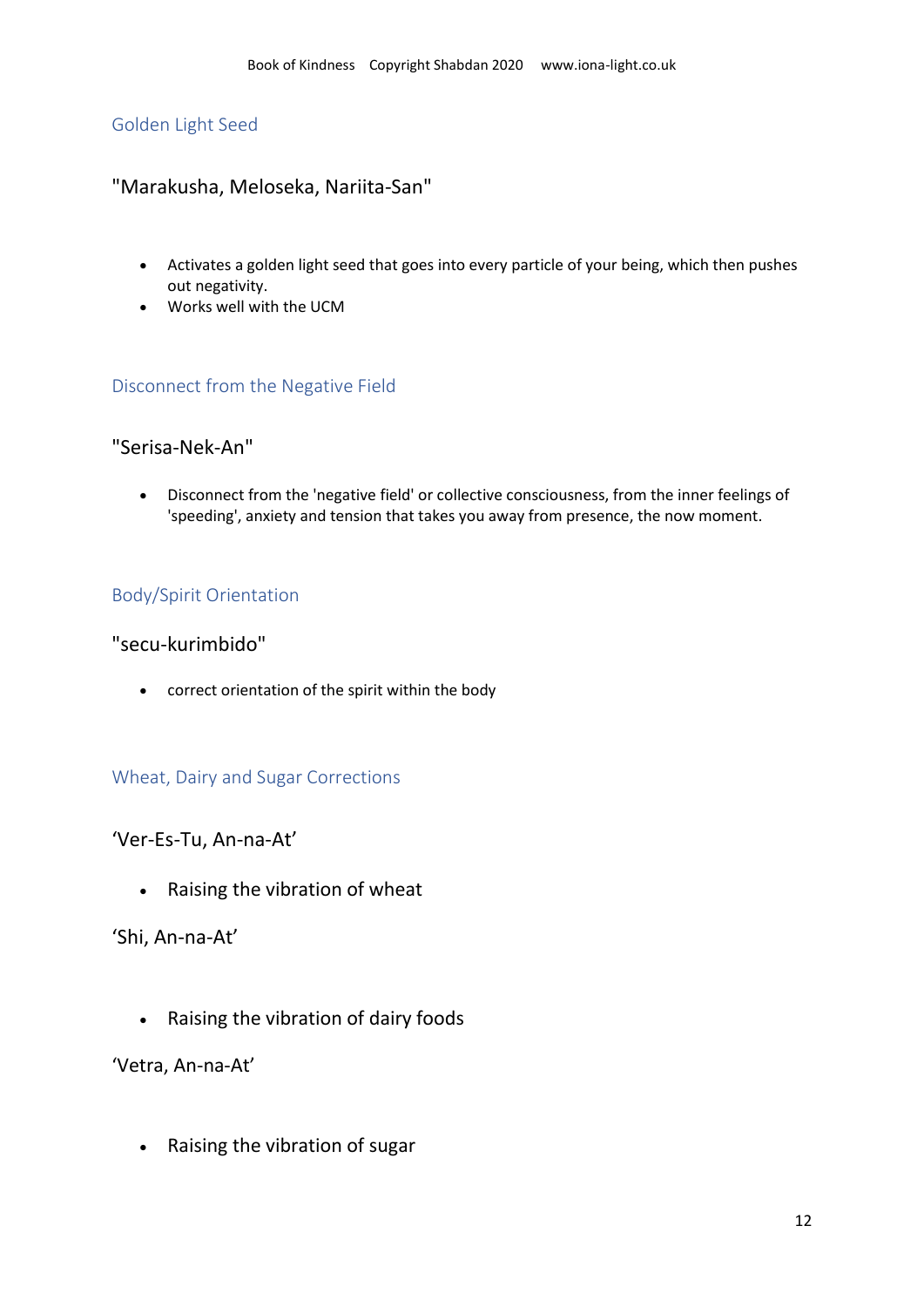## Golden Light Seed

"Marakusha, Meloseka, Nariita-San"

- Activates a golden light seed that goes into every particle of your being, which then pushes out negativity.
- Works well with the UCM

## Disconnect from the Negative Field

"Serisa-Nek-An"

- Disconnect from the 'negative field' or collective consciousness, from the inner feelings of 'speeding', anxiety and tension that takes you away from presence, the now moment.

## Body/Spirit Orientation

"secu-kurimbido"

- correct orientation of the spirit within the body

## Wheat, Dairy and Sugar Corrections

'Ver-Es-Tu, An-na-At'

- Raising the vibration of wheat

'Shi, An-na-At'

- Raising the vibration of dairy foods

'Vetra, An-na-At'

- Raising the vibration of sugar